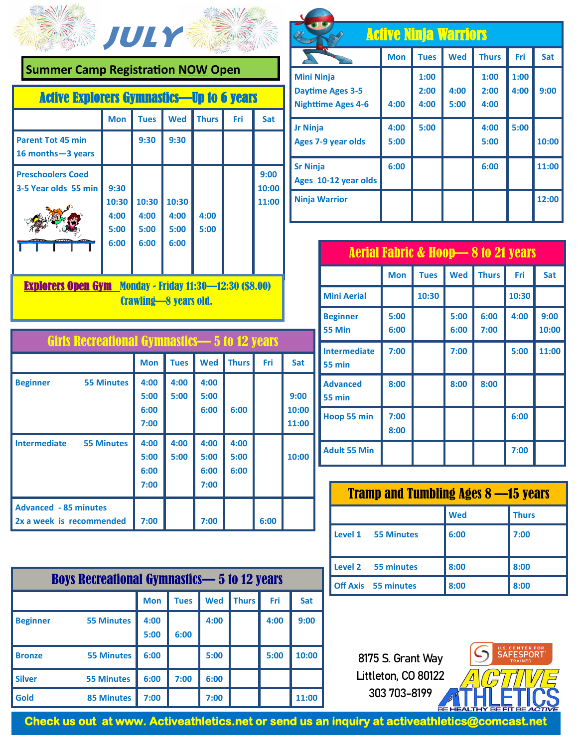# JULY

**Summer Camp Registration NOW Open**

## Active Explorers Gymnastics—Up to 6 years

| | Mon | Tues | Wed | Thurs | Fri | Sat |
|---|---|---|---|---|---|---|
| Parent Tot 45 min 16 months—3 years | | 9:30 | 9:30 | | | |
| Preschoolers Coed 3-5 Year olds 55 min | 9:30 10:30 4:00 5:00 6:00 | 10:30 4:00 5:00 6:00 | 10:30 4:00 5:00 6:00 | 4:00 5:00 | | 9:00 10:00 11:00 |

**Explorers Open Gym** Monday - Friday 11:30—12:30 ($8.00) Crawling—8 years old.

## Active Ninja Warriors

| | Mon | Tues | Wed | Thurs | Fri | Sat |
|---|---|---|---|---|---|---|
| Mini Ninja Daytime Ages 3-5 Nighttime Ages 4-6 | 4:00 | 1:00 2:00 4:00 | 4:00 5:00 | 1:00 2:00 4:00 | 1:00 4:00 | 9:00 |
| Jr Ninja Ages 7-9 year olds | 4:00 5:00 | 5:00 | | 4:00 5:00 | 5:00 | 10:00 |
| Sr Ninja Ages 10-12 year olds | 6:00 | | | 6:00 | | 11:00 |
| Ninja Warrior | | | | | | 12:00 |

## Aerial Fabric & Hoop— 8 to 21 years

| | Mon | Tues | Wed | Thurs | Fri | Sat |
|---|---|---|---|---|---|---|
| Mini Aerial | | 10:30 | | | 10:30 | |
| Beginner 55 Min | 5:00 6:00 | | 5:00 6:00 | 6:00 7:00 | 4:00 | 9:00 10:00 |
| Intermediate 55 min | 7:00 | | 7:00 | | 5:00 | 11:00 |
| Advanced 55 min | 8:00 | | 8:00 | 8:00 | | |
| Hoop 55 min | 7:00 8:00 | | | | 6:00 | |
| Adult 55 Min | | | | | 7:00 | |

## Girls Recreational Gymnastics— 5 to 12 years

| | Mon | Tues | Wed | Thurs | Fri | Sat |
|---|---|---|---|---|---|---|
| Beginner 55 Minutes | 4:00 5:00 6:00 7:00 | 4:00 5:00 | 4:00 5:00 6:00 | 6:00 | | 9:00 10:00 11:00 |
| Intermediate 55 Minutes | 4:00 5:00 6:00 7:00 | 4:00 5:00 | 4:00 5:00 6:00 7:00 | 4:00 5:00 6:00 | | 10:00 |
| Advanced - 85 minutes 2x a week is recommended | 7:00 | | 7:00 | | 6:00 | |

## Tramp and Tumbling Ages 8 —15 years

| | Wed | Thurs |
|---|---|---|
| Level 1 55 Minutes | 6:00 | 7:00 |
| Level 2 55 minutes | 8:00 | 8:00 |
| Off Axis 55 minutes | 8:00 | 8:00 |

## Boys Recreational Gymnastics— 5 to 12 years

| | Mon | Tues | Wed | Thurs | Fri | Sat |
|---|---|---|---|---|---|---|
| Beginner 55 Minutes | 4:00 5:00 | 6:00 | 4:00 | | 4:00 | 9:00 |
| Bronze 55 Minutes | 6:00 | | 5:00 | | 5:00 | 10:00 |
| Silver 55 Minutes | 6:00 | 7:00 | 6:00 | | | |
| Gold 85 Minutes | 7:00 | | 7:00 | | | 11:00 |

8175 S. Grant Way
Littleton, CO 80122
303 703-8199

U.S. Center for SafeSport Trained

ACTIVE ATHLETICS — BE HEALTHY BE FIT BE ACTIVE

**Check us out at www. Activeathletics.net or send us an inquiry at activeathletics@comcast.net**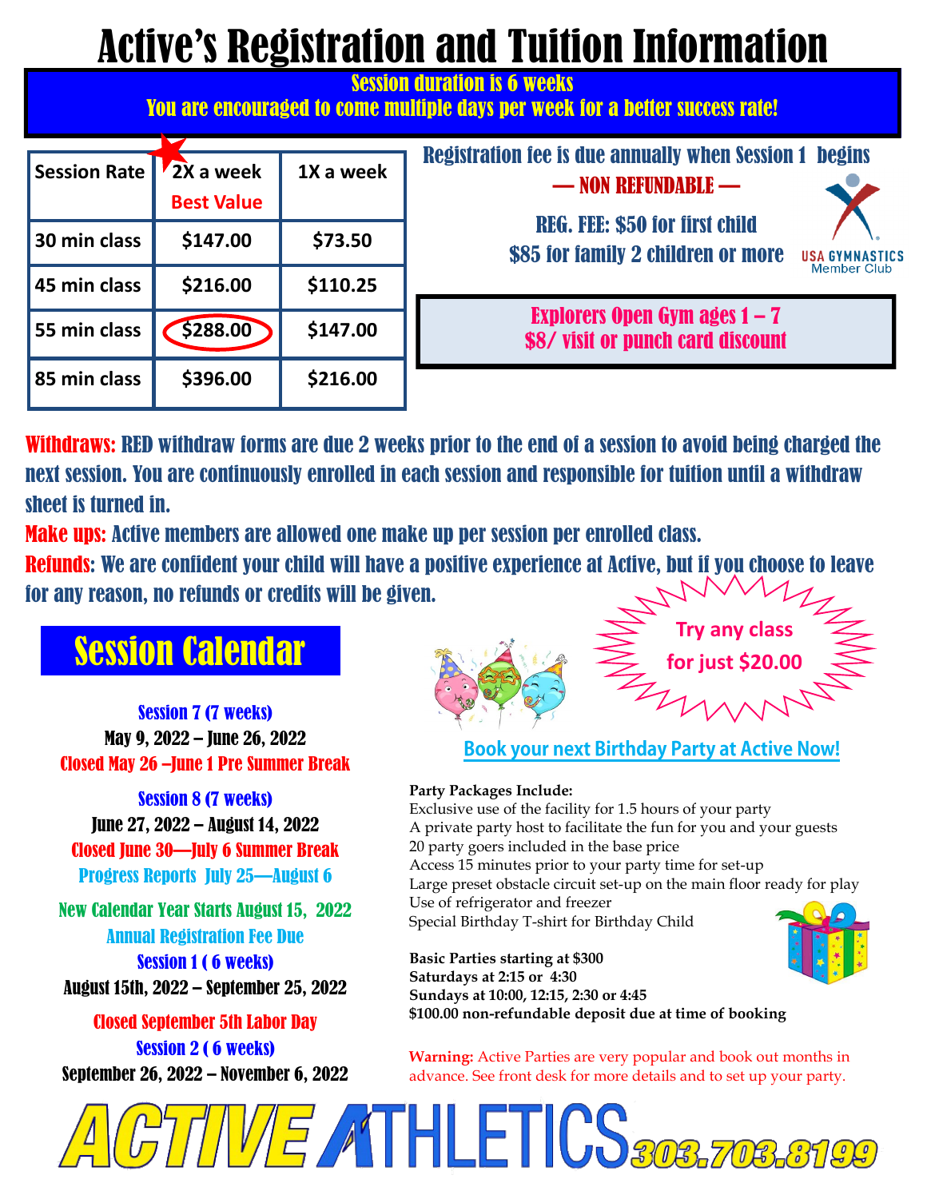# Active's Registration and Tuition Information

**Session duration is 6 weeks**

**You are encouraged to come multiple days per week for a better success rate!**

| Session Rate | 2X a week Best Value | 1X a week |
|---|---|---|
| 30 min class | $147.00 | $73.50 |
| 45 min class | $216.00 | $110.25 |
| 55 min class | $288.00 | $147.00 |
| 85 min class | $396.00 | $216.00 |

Registration fee is due annually when Session 1 begins

— NON REFUNDABLE —

REG. FEE: $50 for first child

$85 for family 2 children or more

USA GYMNASTICS Member Club

**Explorers Open Gym ages 1 – 7**
**$8/ visit or punch card discount**

**Withdraws:** RED withdraw forms are due 2 weeks prior to the end of a session to avoid being charged the next session. You are continuously enrolled in each session and responsible for tuition until a withdraw sheet is turned in.

**Make ups:** Active members are allowed one make up per session per enrolled class.

**Refunds:** We are confident your child will have a positive experience at Active, but if you choose to leave for any reason, no refunds or credits will be given.

## Session Calendar

**Session 7 (7 weeks)**
May 9, 2022 – June 26, 2022
Closed May 26 –June 1 Pre Summer Break

**Session 8 (7 weeks)**
June 27, 2022 – August 14, 2022
Closed June 30—July 6 Summer Break
Progress Reports July 25—August 6

**New Calendar Year Starts August 15, 2022**
**Annual Registration Fee Due**

**Session 1 ( 6 weeks)**
August 15th, 2022 – September 25, 2022

Closed September 5th Labor Day

**Session 2 ( 6 weeks)**
September 26, 2022 – November 6, 2022

**Try any class for just $20.00**

**Book your next Birthday Party at Active Now!**

**Party Packages Include:**
Exclusive use of the facility for 1.5 hours of your party
A private party host to facilitate the fun for you and your guests
20 party goers included in the base price
Access 15 minutes prior to your party time for set-up
Large preset obstacle circuit set-up on the main floor ready for play
Use of refrigerator and freezer
Special Birthday T-shirt for Birthday Child

**Basic Parties starting at $300**
**Saturdays at 2:15 or 4:30**
**Sundays at 10:00, 12:15, 2:30 or 4:45**
**$100.00 non-refundable deposit due at time of booking**

**Warning:** Active Parties are very popular and book out months in advance. See front desk for more details and to set up your party.

**ACTIVE ATHLETICS 303.703.8199**